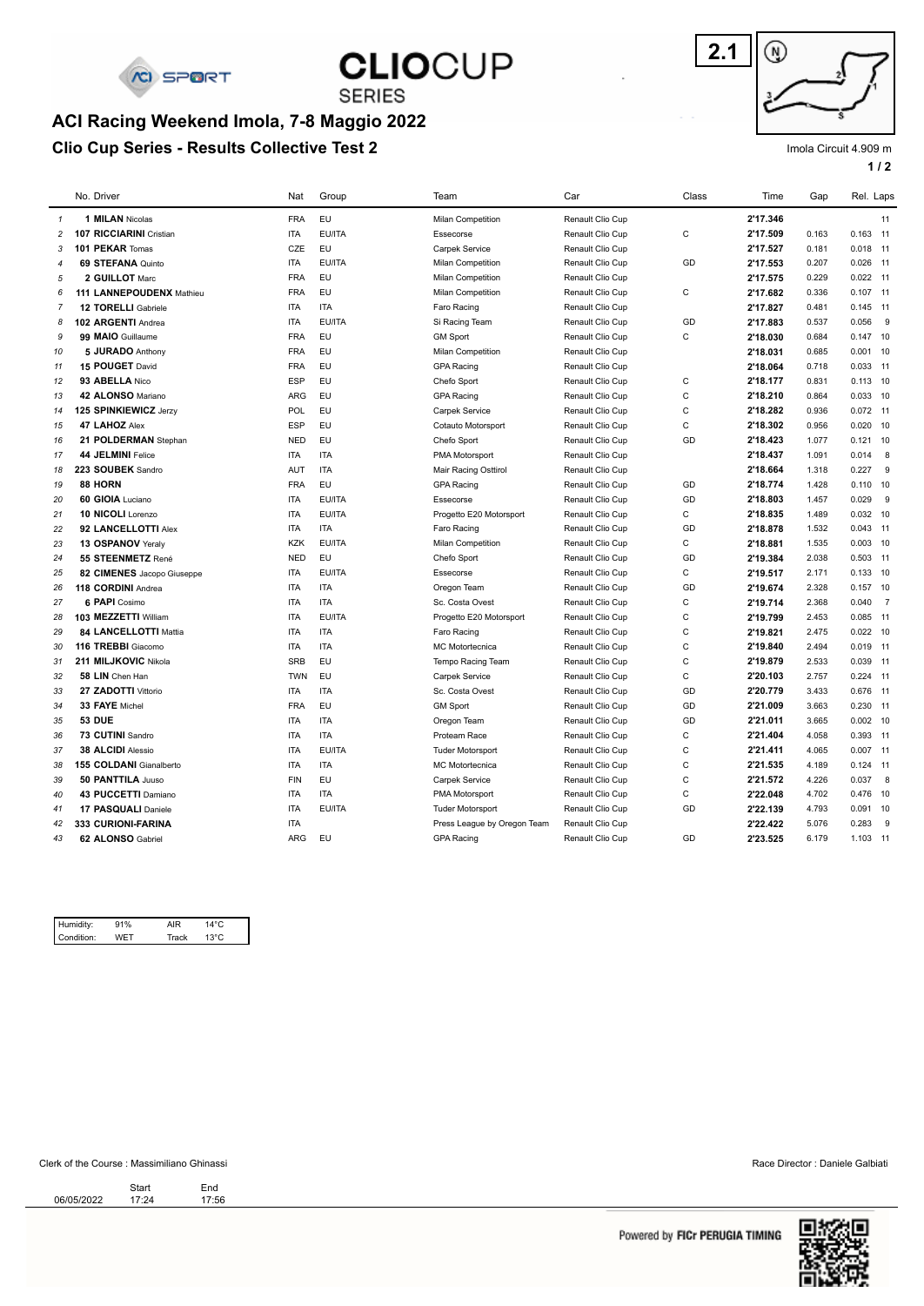# ACI Racing Weekend Imola, 7-8 Maggio 2022

## Clio Cup Series - Results Collective Test 2

2.1

Imola Circuit 4.909 m

| | No. | Driver | Nat | Group | Team | Car | Class | Time | Gap | Rel. | Laps |
|---|---|---|---|---|---|---|---|---|---|---|---|
| 1 | 1 | **MILAN** Nicolas | FRA | EU | Milan Competition | Renault Clio Cup | | **2'17.346** | | | 11 |
| 2 | 107 | **RICCIARINI** Cristian | ITA | EU/ITA | Essecorse | Renault Clio Cup | C | **2'17.509** | 0.163 | 0.163 | 11 |
| 3 | 101 | **PEKAR** Tomas | CZE | EU | Carpek Service | Renault Clio Cup | | **2'17.527** | 0.181 | 0.018 | 11 |
| 4 | 69 | **STEFANA** Quinto | ITA | EU/ITA | Milan Competition | Renault Clio Cup | GD | **2'17.553** | 0.207 | 0.026 | 11 |
| 5 | 2 | **GUILLOT** Marc | FRA | EU | Milan Competition | Renault Clio Cup | | **2'17.575** | 0.229 | 0.022 | 11 |
| 6 | 111 | **LANNEPOUDENX** Mathieu | FRA | EU | Milan Competition | Renault Clio Cup | C | **2'17.682** | 0.336 | 0.107 | 11 |
| 7 | 12 | **TORELLI** Gabriele | ITA | ITA | Faro Racing | Renault Clio Cup | | **2'17.827** | 0.481 | 0.145 | 11 |
| 8 | 102 | **ARGENTI** Andrea | ITA | EU/ITA | Si Racing Team | Renault Clio Cup | GD | **2'17.883** | 0.537 | 0.056 | 9 |
| 9 | 99 | **MAIO** Guillaume | FRA | EU | GM Sport | Renault Clio Cup | C | **2'18.030** | 0.684 | 0.147 | 10 |
| 10 | 5 | **JURADO** Anthony | FRA | EU | Milan Competition | Renault Clio Cup | | **2'18.031** | 0.685 | 0.001 | 10 |
| 11 | 15 | **POUGET** David | FRA | EU | GPA Racing | Renault Clio Cup | | **2'18.064** | 0.718 | 0.033 | 11 |
| 12 | 93 | **ABELLA** Nico | ESP | EU | Chefo Sport | Renault Clio Cup | C | **2'18.177** | 0.831 | 0.113 | 10 |
| 13 | 42 | **ALONSO** Mariano | ARG | EU | GPA Racing | Renault Clio Cup | C | **2'18.210** | 0.864 | 0.033 | 10 |
| 14 | 125 | **SPINKIEWICZ** Jerzy | POL | EU | Carpek Service | Renault Clio Cup | C | **2'18.282** | 0.936 | 0.072 | 11 |
| 15 | 47 | **LAHOZ** Alex | ESP | EU | Cotauto Motorsport | Renault Clio Cup | C | **2'18.302** | 0.956 | 0.020 | 10 |
| 16 | 21 | **POLDERMAN** Stephan | NED | EU | Chefo Sport | Renault Clio Cup | GD | **2'18.423** | 1.077 | 0.121 | 10 |
| 17 | 44 | **JELMINI** Felice | ITA | ITA | PMA Motorsport | Renault Clio Cup | | **2'18.437** | 1.091 | 0.014 | 8 |
| 18 | 223 | **SOUBEK** Sandro | AUT | ITA | Mair Racing Osttirol | Renault Clio Cup | | **2'18.664** | 1.318 | 0.227 | 9 |
| 19 | 88 | **HORN** | FRA | EU | GPA Racing | Renault Clio Cup | GD | **2'18.774** | 1.428 | 0.110 | 10 |
| 20 | 60 | **GIOIA** Luciano | ITA | EU/ITA | Essecorse | Renault Clio Cup | GD | **2'18.803** | 1.457 | 0.029 | 9 |
| 21 | 10 | **NICOLI** Lorenzo | ITA | EU/ITA | Progetto E20 Motorsport | Renault Clio Cup | C | **2'18.835** | 1.489 | 0.032 | 10 |
| 22 | 92 | **LANCELLOTTI** Alex | ITA | ITA | Faro Racing | Renault Clio Cup | GD | **2'18.878** | 1.532 | 0.043 | 11 |
| 23 | 13 | **OSPANOV** Yeraly | KZK | EU/ITA | Milan Competition | Renault Clio Cup | C | **2'18.881** | 1.535 | 0.003 | 10 |
| 24 | 55 | **STEENMETZ** René | NED | EU | Chefo Sport | Renault Clio Cup | GD | **2'19.384** | 2.038 | 0.503 | 11 |
| 25 | 82 | **CIMENES** Jacopo Giuseppe | ITA | EU/ITA | Essecorse | Renault Clio Cup | C | **2'19.517** | 2.171 | 0.133 | 10 |
| 26 | 118 | **CORDINI** Andrea | ITA | ITA | Oregon Team | Renault Clio Cup | GD | **2'19.674** | 2.328 | 0.157 | 10 |
| 27 | 6 | **PAPI** Cosimo | ITA | ITA | Sc. Costa Ovest | Renault Clio Cup | C | **2'19.714** | 2.368 | 0.040 | 7 |
| 28 | 103 | **MEZZETTI** William | ITA | EU/ITA | Progetto E20 Motorsport | Renault Clio Cup | C | **2'19.799** | 2.453 | 0.085 | 11 |
| 29 | 84 | **LANCELLOTTI** Mattia | ITA | ITA | Faro Racing | Renault Clio Cup | C | **2'19.821** | 2.475 | 0.022 | 10 |
| 30 | 116 | **TREBBI** Giacomo | ITA | ITA | MC Motortecnica | Renault Clio Cup | C | **2'19.840** | 2.494 | 0.019 | 11 |
| 31 | 211 | **MILJKOVIC** Nikola | SRB | EU | Tempo Racing Team | Renault Clio Cup | C | **2'19.879** | 2.533 | 0.039 | 11 |
| 32 | 58 | **LIN** Chen Han | TWN | EU | Carpek Service | Renault Clio Cup | C | **2'20.103** | 2.757 | 0.224 | 11 |
| 33 | 27 | **ZADOTTI** Vittorio | ITA | ITA | Sc. Costa Ovest | Renault Clio Cup | GD | **2'20.779** | 3.433 | 0.676 | 11 |
| 34 | 33 | **FAYE** Michel | FRA | EU | GM Sport | Renault Clio Cup | GD | **2'21.009** | 3.663 | 0.230 | 11 |
| 35 | 53 | **DUE** | ITA | ITA | Oregon Team | Renault Clio Cup | GD | **2'21.011** | 3.665 | 0.002 | 10 |
| 36 | 73 | **CUTINI** Sandro | ITA | ITA | Proteam Race | Renault Clio Cup | C | **2'21.404** | 4.058 | 0.393 | 11 |
| 37 | 38 | **ALCIDI** Alessio | ITA | EU/ITA | Tuder Motorsport | Renault Clio Cup | C | **2'21.411** | 4.065 | 0.007 | 11 |
| 38 | 155 | **COLDANI** Gianalberto | ITA | ITA | MC Motortecnica | Renault Clio Cup | C | **2'21.535** | 4.189 | 0.124 | 11 |
| 39 | 50 | **PANTTILA** Juuso | FIN | EU | Carpek Service | Renault Clio Cup | C | **2'21.572** | 4.226 | 0.037 | 8 |
| 40 | 43 | **PUCCETTI** Damiano | ITA | ITA | PMA Motorsport | Renault Clio Cup | C | **2'22.048** | 4.702 | 0.476 | 10 |
| 41 | 17 | **PASQUALI** Daniele | ITA | EU/ITA | Tuder Motorsport | Renault Clio Cup | GD | **2'22.139** | 4.793 | 0.091 | 10 |
| 42 | 333 | **CURIONI-FARINA** | ITA | | Press League by Oregon Team | Renault Clio Cup | | **2'22.422** | 5.076 | 0.283 | 9 |
| 43 | 62 | **ALONSO** Gabriel | ARG | EU | GPA Racing | Renault Clio Cup | GD | **2'23.525** | 6.179 | 1.103 | 11 |

| Humidity: | 91% | AIR | 14°C |
|---|---|---|---|
| Condition: | WET | Track | 13°C |

Clerk of the Course : Massimiliano Ghinassi

Race Director : Daniele Galbiati

| | Start | End |
|---|---|---|
| 06/05/2022 | 17:24 | 17:56 |

Powered by FICr PERUGIA TIMING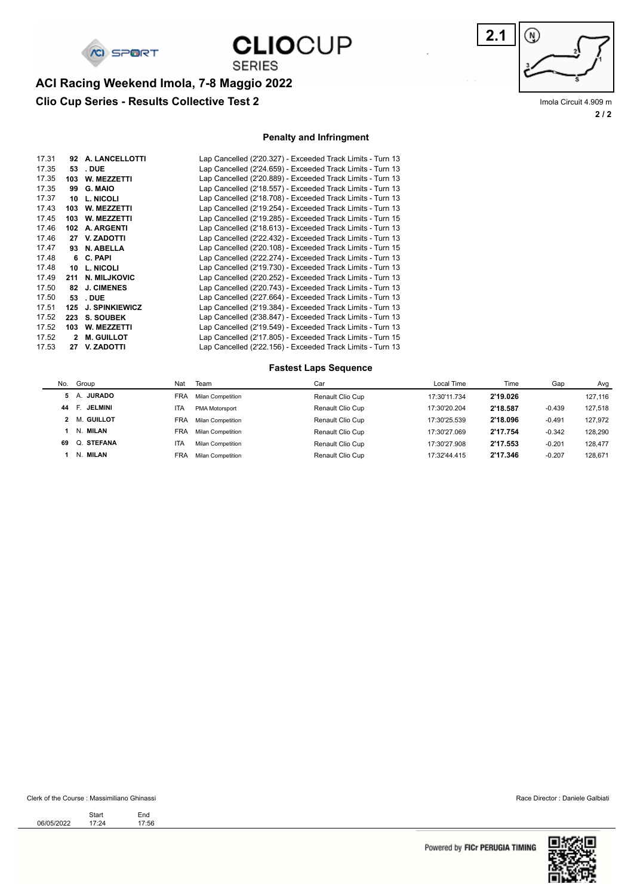# ACI Racing Weekend Imola, 7-8 Maggio 2022

## Clio Cup Series - Results Collective Test 2

Imola Circuit 4.909 m

### Penalty and Infringment

| | | | |
|---|---|---|---|
| 17.31 | 92 | A. LANCELLOTTI | Lap Cancelled (2'20.327) - Exceeded Track Limits - Turn 13 |
| 17.35 | 53 | . DUE | Lap Cancelled (2'24.659) - Exceeded Track Limits - Turn 13 |
| 17.35 | 103 | W. MEZZETTI | Lap Cancelled (2'20.889) - Exceeded Track Limits - Turn 13 |
| 17.35 | 99 | G. MAIO | Lap Cancelled (2'18.557) - Exceeded Track Limits - Turn 13 |
| 17.37 | 10 | L. NICOLI | Lap Cancelled (2'18.708) - Exceeded Track Limits - Turn 13 |
| 17.43 | 103 | W. MEZZETTI | Lap Cancelled (2'19.254) - Exceeded Track Limits - Turn 13 |
| 17.45 | 103 | W. MEZZETTI | Lap Cancelled (2'19.285) - Exceeded Track Limits - Turn 15 |
| 17.46 | 102 | A. ARGENTI | Lap Cancelled (2'18.613) - Exceeded Track Limits - Turn 13 |
| 17.46 | 27 | V. ZADOTTI | Lap Cancelled (2'22.432) - Exceeded Track Limits - Turn 13 |
| 17.47 | 93 | N. ABELLA | Lap Cancelled (2'20.108) - Exceeded Track Limits - Turn 15 |
| 17.48 | 6 | C. PAPI | Lap Cancelled (2'22.274) - Exceeded Track Limits - Turn 13 |
| 17.48 | 10 | L. NICOLI | Lap Cancelled (2'19.730) - Exceeded Track Limits - Turn 13 |
| 17.49 | 211 | N. MILJKOVIC | Lap Cancelled (2'20.252) - Exceeded Track Limits - Turn 13 |
| 17.50 | 82 | J. CIMENES | Lap Cancelled (2'20.743) - Exceeded Track Limits - Turn 13 |
| 17.50 | 53 | . DUE | Lap Cancelled (2'27.664) - Exceeded Track Limits - Turn 13 |
| 17.51 | 125 | J. SPINKIEWICZ | Lap Cancelled (2'19.384) - Exceeded Track Limits - Turn 13 |
| 17.52 | 223 | S. SOUBEK | Lap Cancelled (2'38.847) - Exceeded Track Limits - Turn 13 |
| 17.52 | 103 | W. MEZZETTI | Lap Cancelled (2'19.549) - Exceeded Track Limits - Turn 13 |
| 17.52 | 2 | M. GUILLOT | Lap Cancelled (2'17.805) - Exceeded Track Limits - Turn 15 |
| 17.53 | 27 | V. ZADOTTI | Lap Cancelled (2'22.156) - Exceeded Track Limits - Turn 13 |

### Fastest Laps Sequence

| No. | Group | Nat | Team | Car | Local Time | Time | Gap | Avg |
|---|---|---|---|---|---|---|---|---|
| 5 | A. JURADO | FRA | Milan Competition | Renault Clio Cup | 17:30'11.734 | **2'19.026** | | 127,116 |
| 44 | F. JELMINI | ITA | PMA Motorsport | Renault Clio Cup | 17:30'20.204 | **2'18.587** | -0.439 | 127,518 |
| 2 | M. GUILLOT | FRA | Milan Competition | Renault Clio Cup | 17:30'25.539 | **2'18.096** | -0.491 | 127,972 |
| 1 | N. MILAN | FRA | Milan Competition | Renault Clio Cup | 17:30'27.069 | **2'17.754** | -0.342 | 128,290 |
| 69 | Q. STEFANA | ITA | Milan Competition | Renault Clio Cup | 17:30'27.908 | **2'17.553** | -0.201 | 128,477 |
| 1 | N. MILAN | FRA | Milan Competition | Renault Clio Cup | 17:32'44.415 | **2'17.346** | -0.207 | 128,671 |

Clerk of the Course : Massimiliano Ghinassi

Race Director : Daniele Galbiati

| | Start | End |
|---|---|---|
| 06/05/2022 | 17:24 | 17:56 |

Powered by FICr PERUGIA TIMING